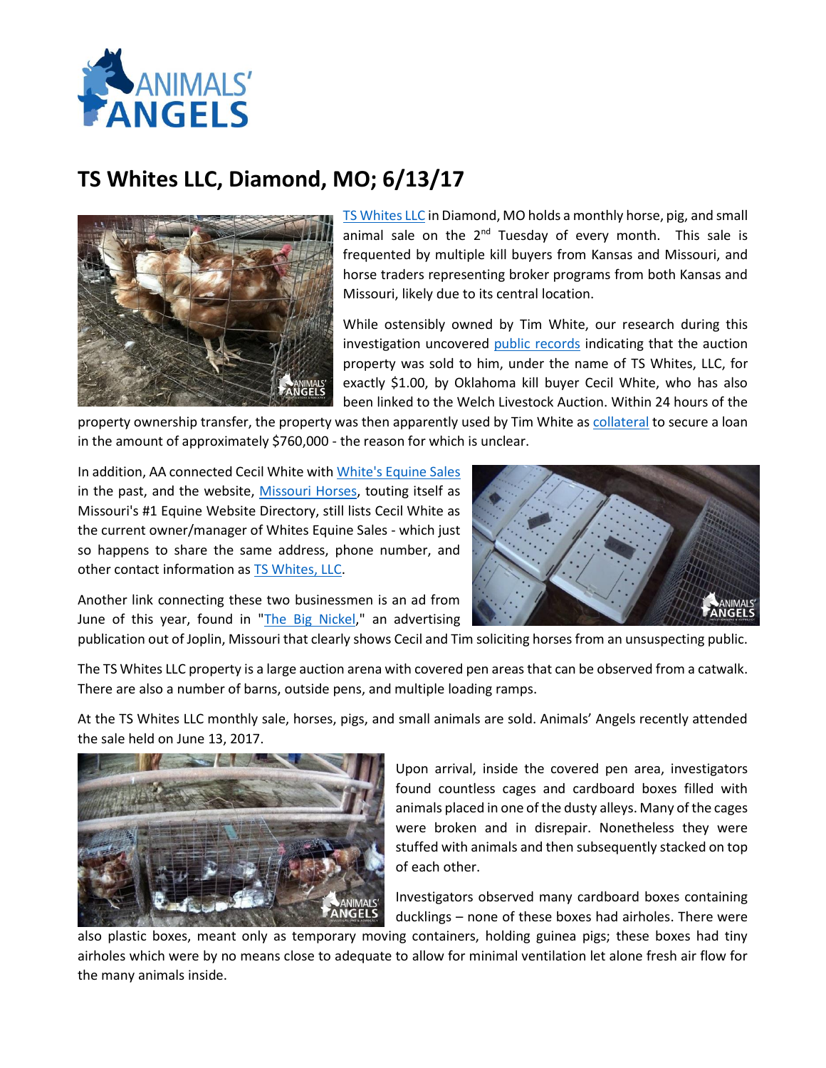# TS Whites LLC, Diamond, MO; 6/13/17

TS Whites LLC in Diamond, MO holds a monthly horse, pig, and small animal sale on the 2nd Tuesday of every month. This sale is frequented by multiple kill buyers from Kansas and Missouri, and horse traders representing broker programs from both Kansas and Missouri, likely due to its central location.

While ostensibly owned by Tim White, our research during this investigation uncovered public records indicating that the auction property was sold to him, under the name of TS Whites, LLC, for exactly $1.00, by Oklahoma kill buyer Cecil White, who has also been linked to the Welch Livestock Auction. Within 24 hours of the property ownership transfer, the property was then apparently used by Tim White as collateral to secure a loan in the amount of approximately $760,000 - the reason for which is unclear.

In addition, AA connected Cecil White with White's Equine Sales in the past, and the website, Missouri Horses, touting itself as Missouri's #1 Equine Website Directory, still lists Cecil White as the current owner/manager of Whites Equine Sales - which just so happens to share the same address, phone number, and other contact information as TS Whites, LLC.

Another link connecting these two businessmen is an ad from June of this year, found in "The Big Nickel," an advertising publication out of Joplin, Missouri that clearly shows Cecil and Tim soliciting horses from an unsuspecting public.

The TS Whites LLC property is a large auction arena with covered pen areas that can be observed from a catwalk. There are also a number of barns, outside pens, and multiple loading ramps.

At the TS Whites LLC monthly sale, horses, pigs, and small animals are sold. Animals' Angels recently attended the sale held on June 13, 2017.

Upon arrival, inside the covered pen area, investigators found countless cages and cardboard boxes filled with animals placed in one of the dusty alleys. Many of the cages were broken and in disrepair. Nonetheless they were stuffed with animals and then subsequently stacked on top of each other.

Investigators observed many cardboard boxes containing ducklings – none of these boxes had airholes. There were also plastic boxes, meant only as temporary moving containers, holding guinea pigs; these boxes had tiny airholes which were by no means close to adequate to allow for minimal ventilation let alone fresh air flow for the many animals inside.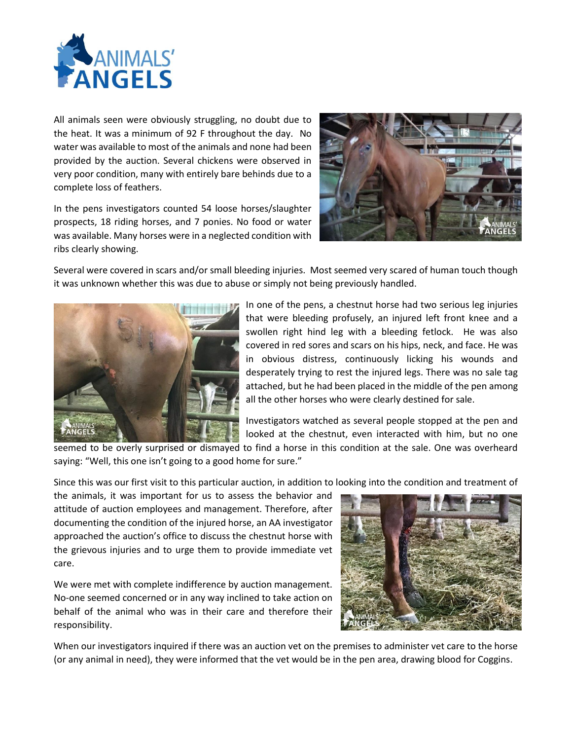All animals seen were obviously struggling, no doubt due to the heat. It was a minimum of 92 F throughout the day. No water was available to most of the animals and none had been provided by the auction. Several chickens were observed in very poor condition, many with entirely bare behinds due to a complete loss of feathers.

In the pens investigators counted 54 loose horses/slaughter prospects, 18 riding horses, and 7 ponies. No food or water was available. Many horses were in a neglected condition with ribs clearly showing.

Several were covered in scars and/or small bleeding injuries. Most seemed very scared of human touch though it was unknown whether this was due to abuse or simply not being previously handled.

In one of the pens, a chestnut horse had two serious leg injuries that were bleeding profusely, an injured left front knee and a swollen right hind leg with a bleeding fetlock. He was also covered in red sores and scars on his hips, neck, and face. He was in obvious distress, continuously licking his wounds and desperately trying to rest the injured legs. There was no sale tag attached, but he had been placed in the middle of the pen among all the other horses who were clearly destined for sale.

Investigators watched as several people stopped at the pen and looked at the chestnut, even interacted with him, but no one seemed to be overly surprised or dismayed to find a horse in this condition at the sale. One was overheard saying: "Well, this one isn't going to a good home for sure."

Since this was our first visit to this particular auction, in addition to looking into the condition and treatment of the animals, it was important for us to assess the behavior and attitude of auction employees and management. Therefore, after documenting the condition of the injured horse, an AA investigator approached the auction's office to discuss the chestnut horse with the grievous injuries and to urge them to provide immediate vet care.

We were met with complete indifference by auction management. No-one seemed concerned or in any way inclined to take action on behalf of the animal who was in their care and therefore their responsibility.

When our investigators inquired if there was an auction vet on the premises to administer vet care to the horse (or any animal in need), they were informed that the vet would be in the pen area, drawing blood for Coggins.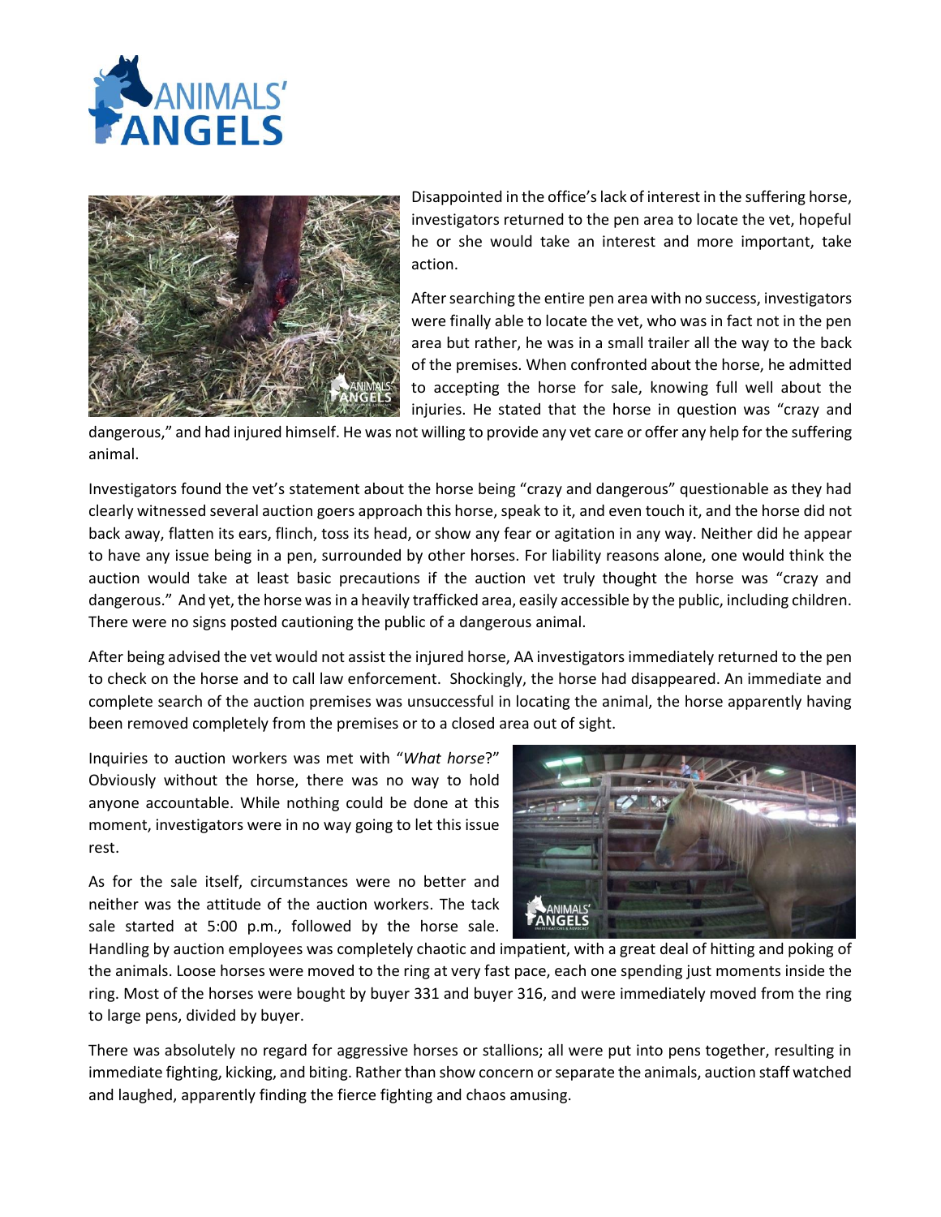Disappointed in the office's lack of interest in the suffering horse, investigators returned to the pen area to locate the vet, hopeful he or she would take an interest and more important, take action.

After searching the entire pen area with no success, investigators were finally able to locate the vet, who was in fact not in the pen area but rather, he was in a small trailer all the way to the back of the premises. When confronted about the horse, he admitted to accepting the horse for sale, knowing full well about the injuries. He stated that the horse in question was "crazy and dangerous," and had injured himself. He was not willing to provide any vet care or offer any help for the suffering animal.

Investigators found the vet's statement about the horse being "crazy and dangerous" questionable as they had clearly witnessed several auction goers approach this horse, speak to it, and even touch it, and the horse did not back away, flatten its ears, flinch, toss its head, or show any fear or agitation in any way. Neither did he appear to have any issue being in a pen, surrounded by other horses. For liability reasons alone, one would think the auction would take at least basic precautions if the auction vet truly thought the horse was "crazy and dangerous." And yet, the horse was in a heavily trafficked area, easily accessible by the public, including children. There were no signs posted cautioning the public of a dangerous animal.

After being advised the vet would not assist the injured horse, AA investigators immediately returned to the pen to check on the horse and to call law enforcement. Shockingly, the horse had disappeared. An immediate and complete search of the auction premises was unsuccessful in locating the animal, the horse apparently having been removed completely from the premises or to a closed area out of sight.

Inquiries to auction workers was met with "*What horse*?" Obviously without the horse, there was no way to hold anyone accountable. While nothing could be done at this moment, investigators were in no way going to let this issue rest.

As for the sale itself, circumstances were no better and neither was the attitude of the auction workers. The tack sale started at 5:00 p.m., followed by the horse sale. Handling by auction employees was completely chaotic and impatient, with a great deal of hitting and poking of the animals. Loose horses were moved to the ring at very fast pace, each one spending just moments inside the ring. Most of the horses were bought by buyer 331 and buyer 316, and were immediately moved from the ring to large pens, divided by buyer.

There was absolutely no regard for aggressive horses or stallions; all were put into pens together, resulting in immediate fighting, kicking, and biting. Rather than show concern or separate the animals, auction staff watched and laughed, apparently finding the fierce fighting and chaos amusing.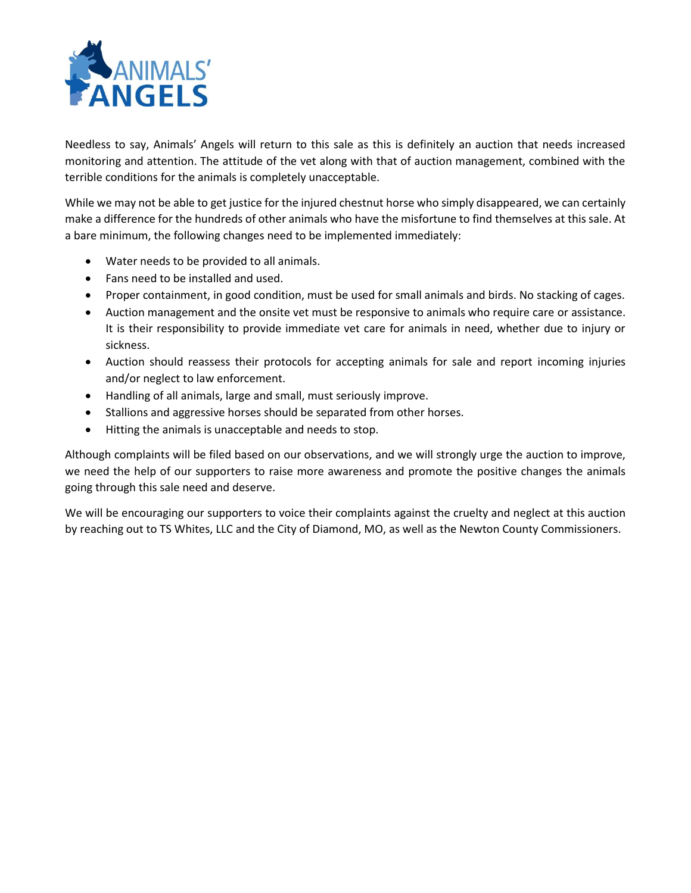Needless to say, Animals' Angels will return to this sale as this is definitely an auction that needs increased monitoring and attention. The attitude of the vet along with that of auction management, combined with the terrible conditions for the animals is completely unacceptable.

While we may not be able to get justice for the injured chestnut horse who simply disappeared, we can certainly make a difference for the hundreds of other animals who have the misfortune to find themselves at this sale. At a bare minimum, the following changes need to be implemented immediately:

- Water needs to be provided to all animals.
- Fans need to be installed and used.
- Proper containment, in good condition, must be used for small animals and birds. No stacking of cages.
- Auction management and the onsite vet must be responsive to animals who require care or assistance. It is their responsibility to provide immediate vet care for animals in need, whether due to injury or sickness.
- Auction should reassess their protocols for accepting animals for sale and report incoming injuries and/or neglect to law enforcement.
- Handling of all animals, large and small, must seriously improve.
- Stallions and aggressive horses should be separated from other horses.
- Hitting the animals is unacceptable and needs to stop.

Although complaints will be filed based on our observations, and we will strongly urge the auction to improve, we need the help of our supporters to raise more awareness and promote the positive changes the animals going through this sale need and deserve.

We will be encouraging our supporters to voice their complaints against the cruelty and neglect at this auction by reaching out to TS Whites, LLC and the City of Diamond, MO, as well as the Newton County Commissioners.